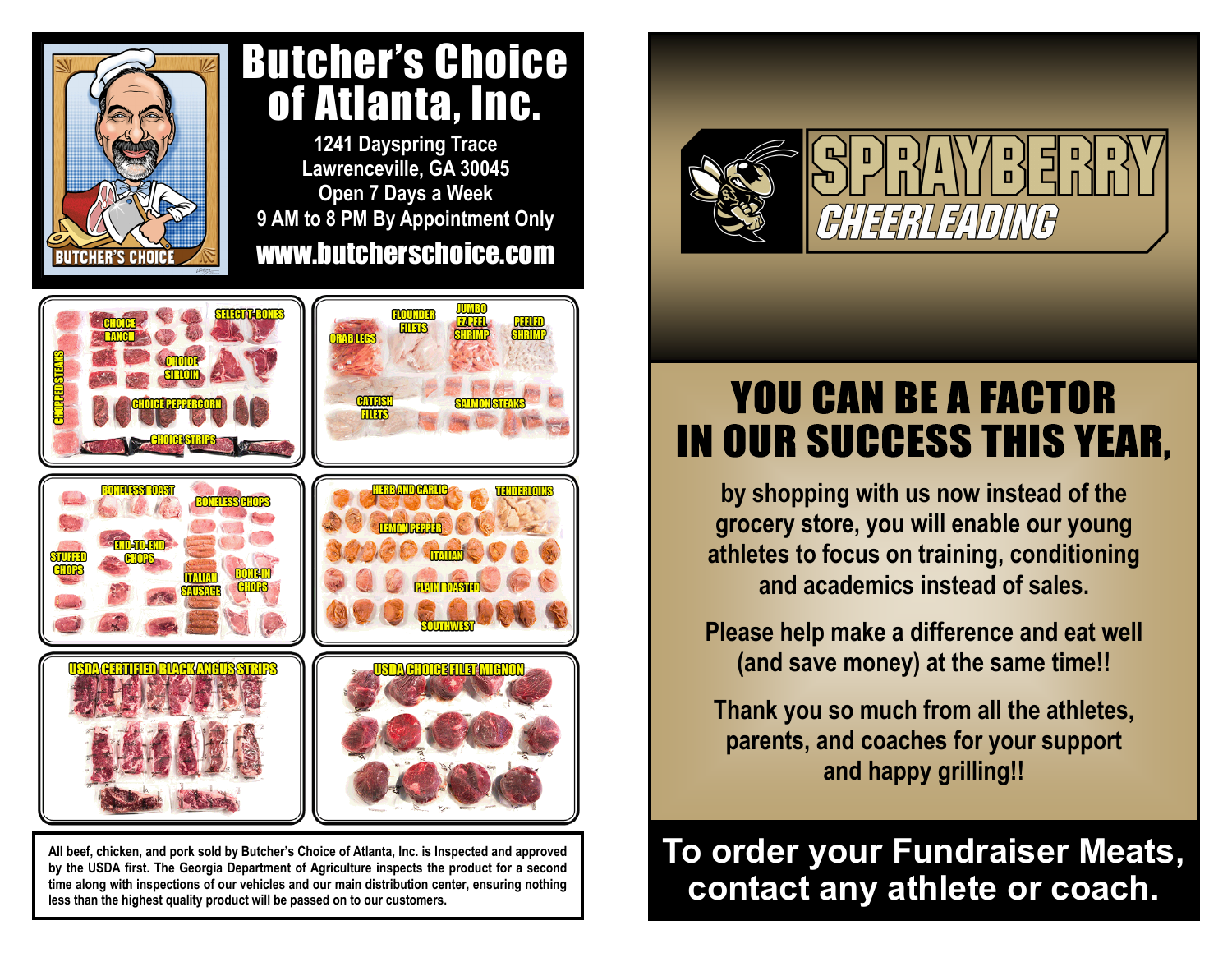# Butcher's Choice of Atlanta, Inc.

1241 Dayspring Trace
Lawrenceville, GA 30045
Open 7 Days a Week
9 AM to 8 PM By Appointment Only

**www.butcherschoice.com**

BUTCHER'S CHOICE

CHOPPED STEAKS
CHOICE RANCH
SELECT T-BONES
CHOICE SIRLOIN
CHOICE PEPPERCORN
CHOICE STRIPS

CRAB LEGS
FLOUNDER FILETS
JUMBO EZ PEEL SHRIMP
PEELED SHRIMP
CATFISH FILETS
SALMON STEAKS

BONELESS ROAST
BONELESS CHOPS
STUFFED CHOPS
END-TO-END CHOPS
ITALIAN SAUSAGE
BONE-IN CHOPS

HERB AND GARLIC
TENDERLOINS
LEMON PEPPER
ITALIAN
PLAIN ROASTED
SOUTHWEST

USDA CERTIFIED BLACK ANGUS STRIPS

USDA CHOICE FILET MIGNON

**All beef, chicken, and pork sold by Butcher's Choice of Atlanta, Inc. is Inspected and approved by the USDA first. The Georgia Department of Agriculture inspects the product for a second time along with inspections of our vehicles and our main distribution center, ensuring nothing less than the highest quality product will be passed on to our customers.**

# SPRAYBERRY CHEERLEADING

## YOU CAN BE A FACTOR IN OUR SUCCESS THIS YEAR,

by shopping with us now instead of the grocery store, you will enable our young athletes to focus on training, conditioning and academics instead of sales.

Please help make a difference and eat well (and save money) at the same time!!

Thank you so much from all the athletes, parents, and coaches for your support and happy grilling!!

**To order your Fundraiser Meats, contact any athlete or coach.**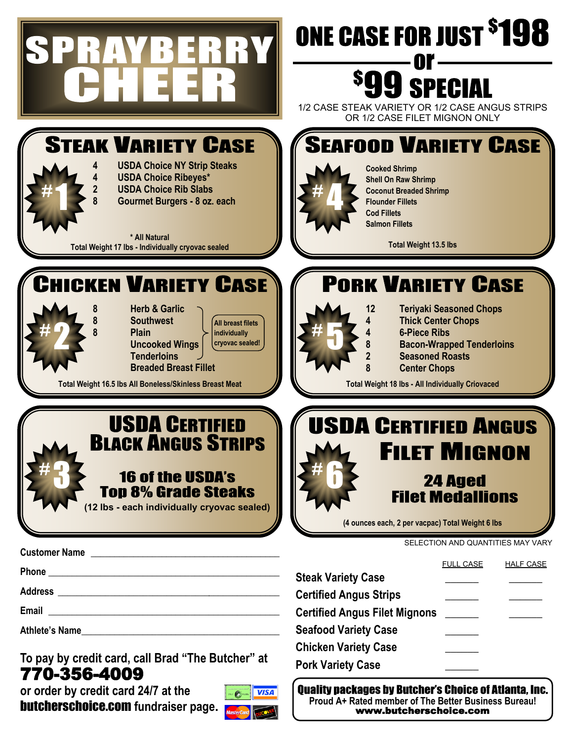# SPRAYBERRY CHEER

# ONE CASE FOR JUST $198

or

# $99 SPECIAL

1/2 CASE STEAK VARIETY OR 1/2 CASE ANGUS STRIPS OR 1/2 CASE FILET MIGNON ONLY

## STEAK VARIETY CASE

#1

| | |
|---|---|
| 4 | USDA Choice NY Strip Steaks |
| 4 | USDA Choice Ribeyes* |
| 2 | USDA Choice Rib Slabs |
| 8 | Gourmet Burgers - 8 oz. each |

\* All Natural

Total Weight 17 lbs - Individually cryovac sealed

## SEAFOOD VARIETY CASE

#4

- Cooked Shrimp
- Shell On Raw Shrimp
- Coconut Breaded Shrimp
- Flounder Fillets
- Cod Fillets
- Salmon Fillets

Total Weight 13.5 lbs

## CHICKEN VARIETY CASE

#2

| | |
|---|---|
| 8 | Herb & Garlic |
| 8 | Southwest |
| 8 | Plain |
| | Uncooked Wings |
| | Tenderloins |
| | Breaded Breast Fillet |

All breast filets individually cryovac sealed!

Total Weight 16.5 lbs All Boneless/Skinless Breast Meat

## PORK VARIETY CASE

#5

| | |
|---|---|
| 12 | Teriyaki Seasoned Chops |
| 4 | Thick Center Chops |
| 4 | 6-Piece Ribs |
| 8 | Bacon-Wrapped Tenderloins |
| 2 | Seasoned Roasts |
| 8 | Center Chops |

Total Weight 18 lbs - All Individually Criovaced

## USDA CERTIFIED BLACK ANGUS STRIPS

#3

**16 of the USDA's Top 8% Grade Steaks**

(12 lbs - each individually cryovac sealed)

## USDA CERTIFIED ANGUS FILET MIGNON

#6

**24 Aged Filet Medallions**

(4 ounces each, 2 per vacpac) Total Weight 6 lbs

SELECTION AND QUANTITIES MAY VARY

Customer Name ______________________

Phone ______________________

Address ______________________

Email ______________________

Athlete's Name ______________________

| | FULL CASE | HALF CASE |
|---|---|---|
| Steak Variety Case | ______ | ______ |
| Certified Angus Strips | ______ | ______ |
| Certified Angus Filet Mignons | ______ | ______ |
| Seafood Variety Case | ______ | |
| Chicken Variety Case | ______ | |
| Pork Variety Case | ______ | |

To pay by credit card, call Brad "The Butcher" at

**770-356-4009**

or order by credit card 24/7 at the **butcherschoice.com** fundraiser page.

**Quality packages by Butcher's Choice of Atlanta, Inc.**
Proud A+ Rated member of The Better Business Bureau!
**www.butcherschoice.com**